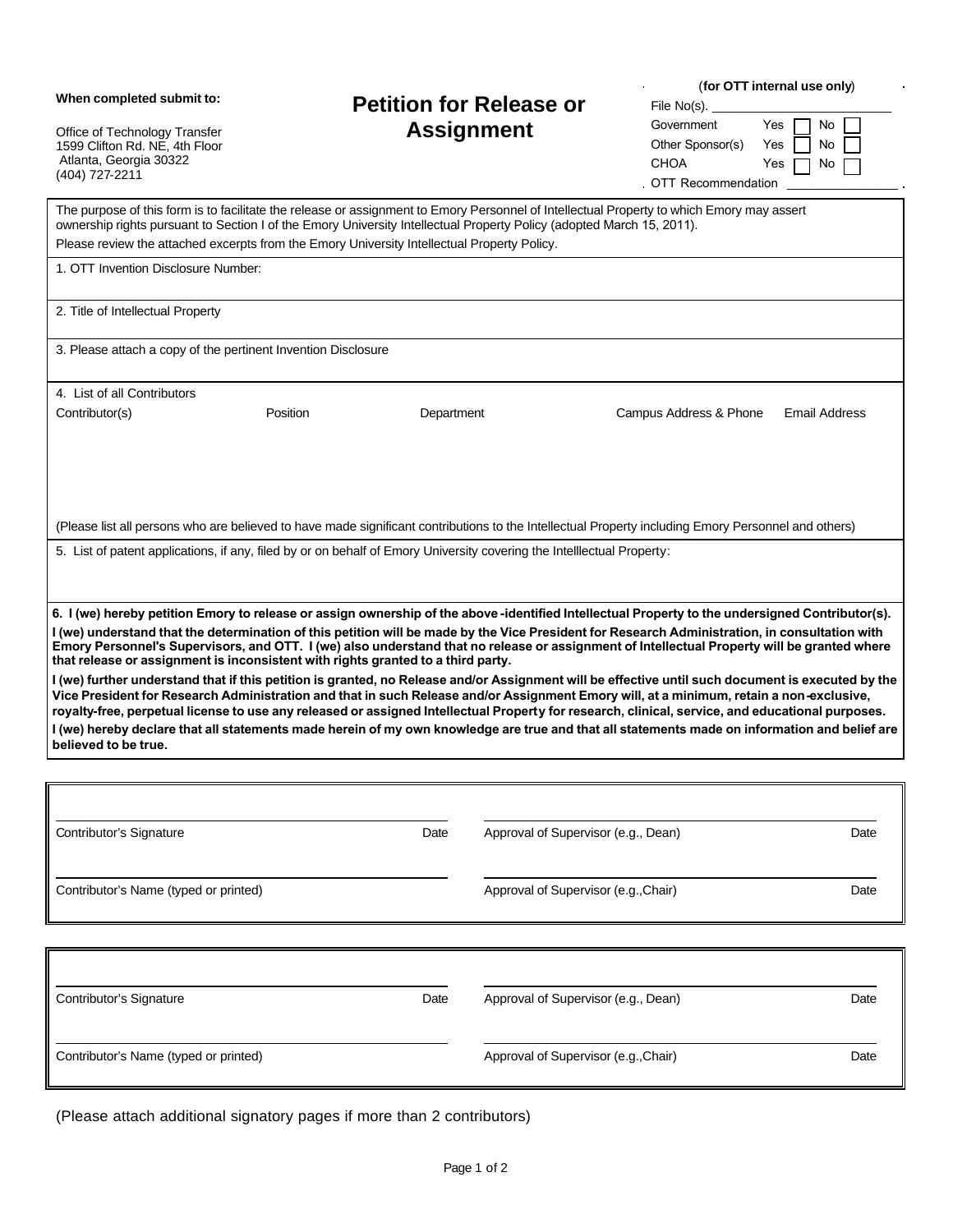**When completed submit to:**

Office of Technology Transfer
1599 Clifton Rd. NE, 4th Floor
Atlanta, Georgia 30322
(404) 727-2211

# Petition for Release or Assignment

(**for OTT internal use only**)

File No(s). ____________________

Government Yes ☐ No ☐

Other Sponsor(s) Yes ☐ No ☐

CHOA Yes ☐ No ☐

OTT Recommendation ____________

The purpose of this form is to facilitate the release or assignment to Emory Personnel of Intellectual Property to which Emory may assert ownership rights pursuant to Section I of the Emory University Intellectual Property Policy (adopted March 15, 2011).

Please review the attached excerpts from the Emory University Intellectual Property Policy.

1. OTT Invention Disclosure Number:

2. Title of Intellectual Property

3. Please attach a copy of the pertinent Invention Disclosure

4. List of all Contributors

| Contributor(s) | Position | Department | Campus Address & Phone | Email Address |
|---|---|---|---|---|
| | | | | |

(Please list all persons who are believed to have made significant contributions to the Intellectual Property including Emory Personnel and others)

5. List of patent applications, if any, filed by or on behalf of Emory University covering the Intelllectual Property:

**6. I (we) hereby petition Emory to release or assign ownership of the above-identified Intellectual Property to the undersigned Contributor(s).**

**I (we) understand that the determination of this petition will be made by the Vice President for Research Administration, in consultation with Emory Personnel's Supervisors, and OTT. I (we) also understand that no release or assignment of Intellectual Property will be granted where that release or assignment is inconsistent with rights granted to a third party.**

**I (we) further understand that if this petition is granted, no Release and/or Assignment will be effective until such document is executed by the Vice President for Research Administration and that in such Release and/or Assignment Emory will, at a minimum, retain a non-exclusive, royalty-free, perpetual license to use any released or assigned Intellectual Property for research, clinical, service, and educational purposes.**

**I (we) hereby declare that all statements made herein of my own knowledge are true and that all statements made on information and belief are believed to be true.**

| | | | |
|---|---|---|---|
| Contributor's Signature | Date | Approval of Supervisor (e.g., Dean) | Date |
| Contributor's Name (typed or printed) | | Approval of Supervisor (e.g.,Chair) | Date |

| | | | |
|---|---|---|---|
| Contributor's Signature | Date | Approval of Supervisor (e.g., Dean) | Date |
| Contributor's Name (typed or printed) | | Approval of Supervisor (e.g.,Chair) | Date |

(Please attach additional signatory pages if more than 2 contributors)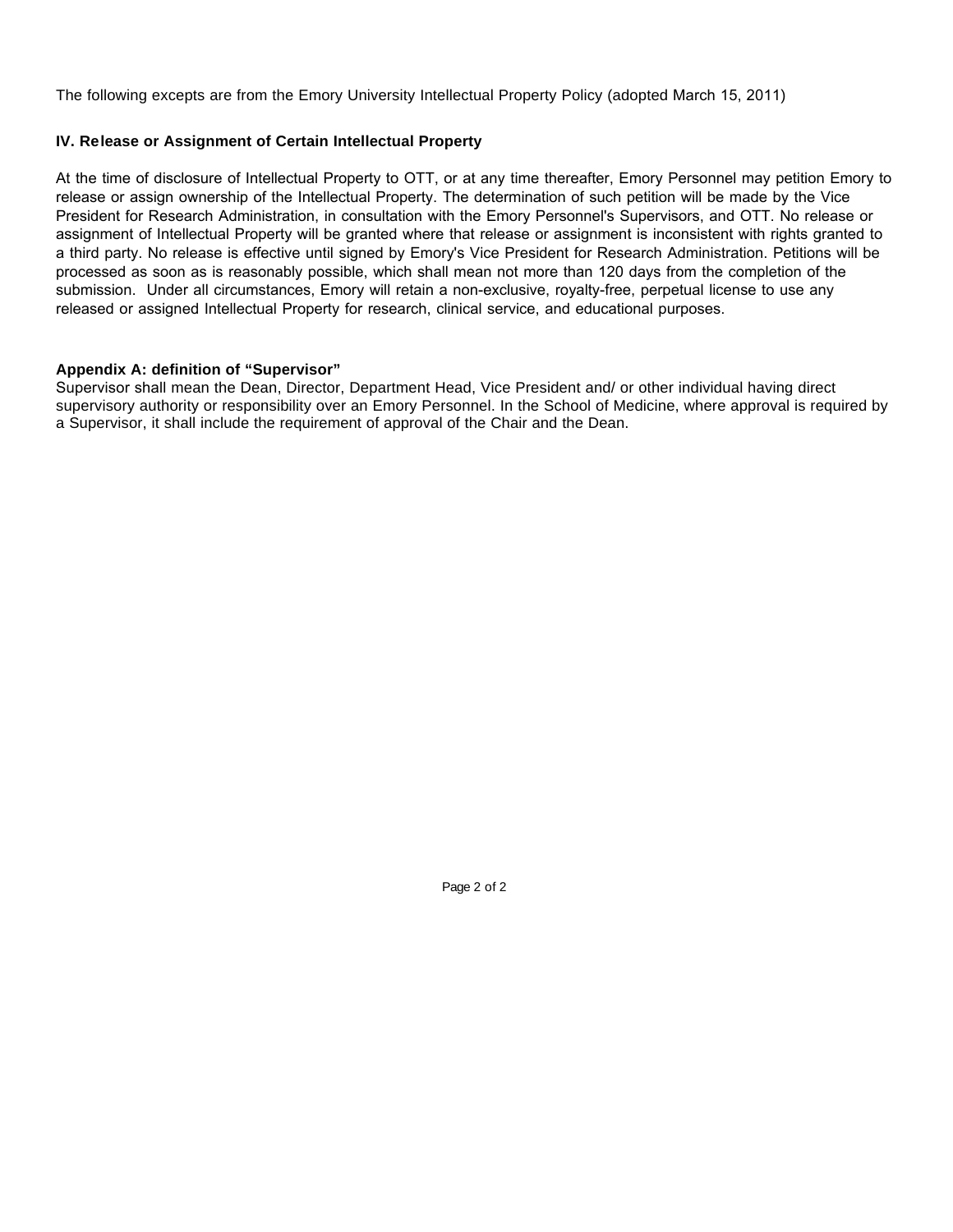The following excepts are from the Emory University Intellectual Property Policy (adopted March 15, 2011)

### IV. Release or Assignment of Certain Intellectual Property

At the time of disclosure of Intellectual Property to OTT, or at any time thereafter, Emory Personnel may petition Emory to release or assign ownership of the Intellectual Property. The determination of such petition will be made by the Vice President for Research Administration, in consultation with the Emory Personnel's Supervisors, and OTT. No release or assignment of Intellectual Property will be granted where that release or assignment is inconsistent with rights granted to a third party. No release is effective until signed by Emory's Vice President for Research Administration. Petitions will be processed as soon as is reasonably possible, which shall mean not more than 120 days from the completion of the submission. Under all circumstances, Emory will retain a non-exclusive, royalty-free, perpetual license to use any released or assigned Intellectual Property for research, clinical service, and educational purposes.

### Appendix A: definition of "Supervisor"

Supervisor shall mean the Dean, Director, Department Head, Vice President and/ or other individual having direct supervisory authority or responsibility over an Emory Personnel. In the School of Medicine, where approval is required by a Supervisor, it shall include the requirement of approval of the Chair and the Dean.